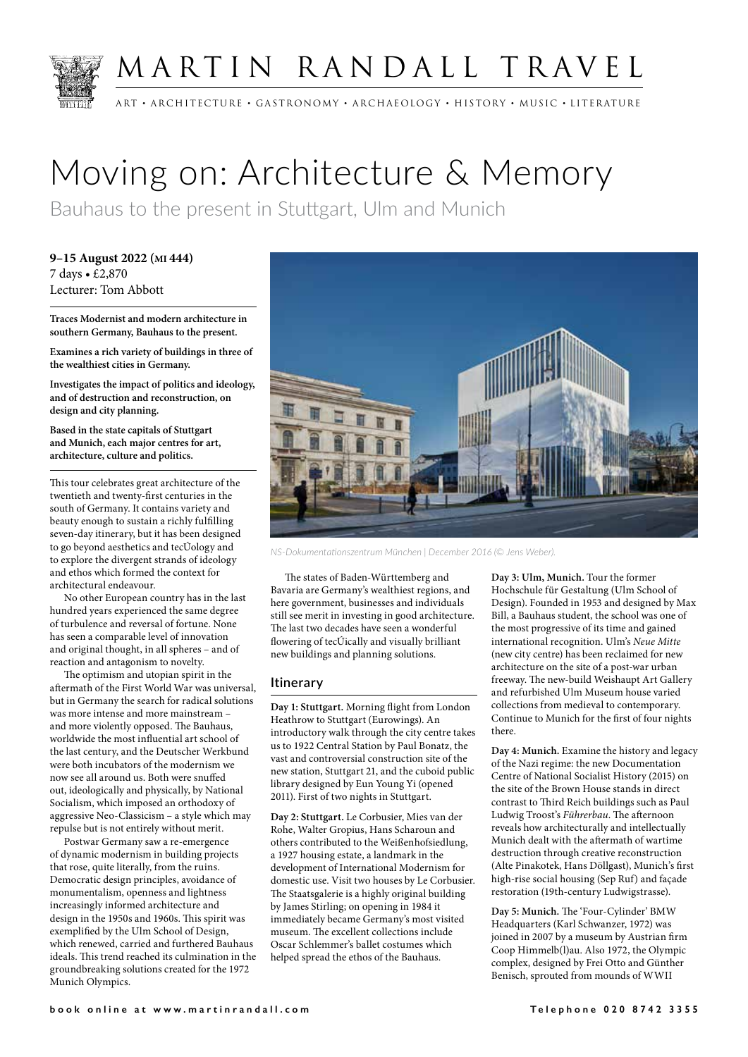# MARTIN RANDALL TRAVEL

ART • ARCHITECTURE • GASTRONOMY • ARCHAEOLOGY • HISTORY • MUSIC • LITERATURE

# Moving on: Architecture & Memory

## Bauhaus to the present in Stuttgart, Ulm and Munich

**9–15 August 2022 (MI 444)**
7 days • £2,870
Lecturer: Tom Abbott

**Traces Modernist and modern architecture in southern Germany, Bauhaus to the present.**

**Examines a rich variety of buildings in three of the wealthiest cities in Germany.**

**Investigates the impact of politics and ideology, and of destruction and reconstruction, on design and city planning.**

**Based in the state capitals of Stuttgart and Munich, each major centres for art, architecture, culture and politics.**

This tour celebrates great architecture of the twentieth and twenty-first centuries in the south of Germany. It contains variety and beauty enough to sustain a richly fulfilling seven-day itinerary, but it has been designed to go beyond aesthetics and tecÚology and to explore the divergent strands of ideology and ethos which formed the context for architectural endeavour.

No other European country has in the last hundred years experienced the same degree of turbulence and reversal of fortune. None has seen a comparable level of innovation and original thought, in all spheres – and of reaction and antagonism to novelty.

The optimism and utopian spirit in the aftermath of the First World War was universal, but in Germany the search for radical solutions was more intense and more mainstream – and more violently opposed. The Bauhaus, worldwide the most influential art school of the last century, and the Deutscher Werkbund were both incubators of the modernism we now see all around us. Both were snuffed out, ideologically and physically, by National Socialism, which imposed an orthodoxy of aggressive Neo-Classicism – a style which may repulse but is not entirely without merit.

Postwar Germany saw a re-emergence of dynamic modernism in building projects that rose, quite literally, from the ruins. Democratic design principles, avoidance of monumentalism, openness and lightness increasingly informed architecture and design in the 1950s and 1960s. This spirit was exemplified by the Ulm School of Design, which renewed, carried and furthered Bauhaus ideals. This trend reached its culmination in the groundbreaking solutions created for the 1972 Munich Olympics.

*NS-Dokumentationszentrum München | December 2016 (© Jens Weber).*

The states of Baden-Württemberg and Bavaria are Germany's wealthiest regions, and here government, businesses and individuals still see merit in investing in good architecture. The last two decades have seen a wonderful flowering of tecÚically and visually brilliant new buildings and planning solutions.

### Itinerary

**Day 1: Stuttgart.** Morning flight from London Heathrow to Stuttgart (Eurowings). An introductory walk through the city centre takes us to 1922 Central Station by Paul Bonatz, the vast and controversial construction site of the new station, Stuttgart 21, and the cuboid public library designed by Eun Young Yi (opened 2011). First of two nights in Stuttgart.

**Day 2: Stuttgart.** Le Corbusier, Mies van der Rohe, Walter Gropius, Hans Scharoun and others contributed to the Weißenhofsiedlung, a 1927 housing estate, a landmark in the development of International Modernism for domestic use. Visit two houses by Le Corbusier. The Staatsgalerie is a highly original building by James Stirling; on opening in 1984 it immediately became Germany's most visited museum. The excellent collections include Oscar Schlemmer's ballet costumes which helped spread the ethos of the Bauhaus.

**Day 3: Ulm, Munich.** Tour the former Hochschule für Gestaltung (Ulm School of Design). Founded in 1953 and designed by Max Bill, a Bauhaus student, the school was one of the most progressive of its time and gained international recognition. Ulm's *Neue Mitte* (new city centre) has been reclaimed for new architecture on the site of a post-war urban freeway. The new-build Weishaupt Art Gallery and refurbished Ulm Museum house varied collections from medieval to contemporary. Continue to Munich for the first of four nights there.

**Day 4: Munich.** Examine the history and legacy of the Nazi regime: the new Documentation Centre of National Socialist History (2015) on the site of the Brown House stands in direct contrast to Third Reich buildings such as Paul Ludwig Troost's *Führerbau*. The afternoon reveals how architecturally and intellectually Munich dealt with the aftermath of wartime destruction through creative reconstruction (Alte Pinakotek, Hans Döllgast), Munich's first high-rise social housing (Sep Ruf) and façade restoration (19th-century Ludwigstrasse).

**Day 5: Munich.** The 'Four-Cylinder' BMW Headquarters (Karl Schwanzer, 1972) was joined in 2007 by a museum by Austrian firm Coop Himmelb(l)au. Also 1972, the Olympic complex, designed by Frei Otto and Günther Benisch, sprouted from mounds of WWII

book online at www.martinrandall.com Telephone 020 8742 3355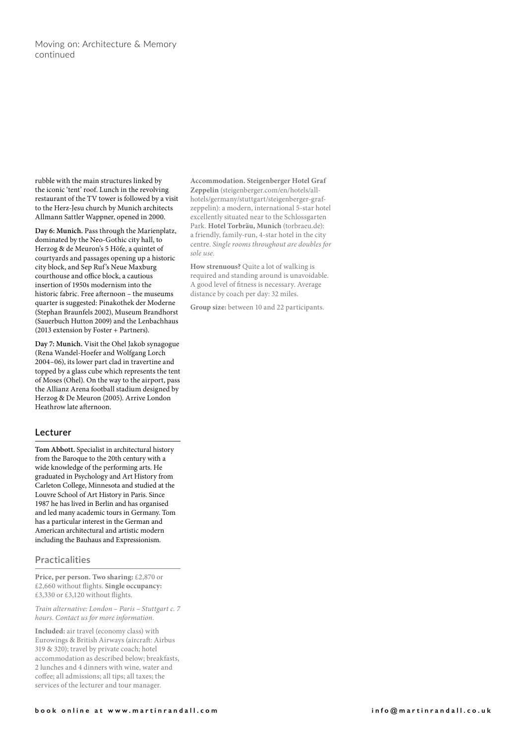Moving on: Architecture & Memory continued

rubble with the main structures linked by the iconic 'tent' roof. Lunch in the revolving restaurant of the TV tower is followed by a visit to the Herz-Jesu church by Munich architects Allmann Sattler Wappner, opened in 2000.

**Day 6: Munich.** Pass through the Marienplatz, dominated by the Neo-Gothic city hall, to Herzog & de Meuron's 5 Höfe, a quintet of courtyards and passages opening up a historic city block, and Sep Ruf's Neue Maxburg courthouse and office block, a cautious insertion of 1950s modernism into the historic fabric. Free afternoon – the museums quarter is suggested: Pinakothek der Moderne (Stephan Braunfels 2002), Museum Brandhorst (Sauerbuch Hutton 2009) and the Lenbachhaus (2013 extension by Foster + Partners).

**Day 7: Munich.** Visit the Ohel Jakob synagogue (Rena Wandel-Hoefer and Wolfgang Lorch 2004–06), its lower part clad in travertine and topped by a glass cube which represents the tent of Moses (Ohel). On the way to the airport, pass the Allianz Arena football stadium designed by Herzog & De Meuron (2005). Arrive London Heathrow late afternoon.

## Lecturer

**Tom Abbott.** Specialist in architectural history from the Baroque to the 20th century with a wide knowledge of the performing arts. He graduated in Psychology and Art History from Carleton College, Minnesota and studied at the Louvre School of Art History in Paris. Since 1987 he has lived in Berlin and has organised and led many academic tours in Germany. Tom has a particular interest in the German and American architectural and artistic modern including the Bauhaus and Expressionism.

## Practicalities

**Price, per person. Two sharing:** £2,870 or £2,660 without flights. **Single occupancy:** £3,330 or £3,120 without flights.

*Train alternative: London – Paris – Stuttgart c. 7 hours. Contact us for more information.*

**Included:** air travel (economy class) with Eurowings & British Airways (aircraft: Airbus 319 & 320); travel by private coach; hotel accommodation as described below; breakfasts, 2 lunches and 4 dinners with wine, water and coffee; all admissions; all tips; all taxes; the services of the lecturer and tour manager.

**Accommodation. Steigenberger Hotel Graf Zeppelin** (steigenberger.com/en/hotels/all-hotels/germany/stuttgart/steigenberger-graf-zeppelin): a modern, international 5-star hotel excellently situated near to the Schlossgarten Park. **Hotel Torbräu, Munich** (torbraeu.de): a friendly, family-run, 4-star hotel in the city centre. *Single rooms throughout are doubles for sole use.*

**How strenuous?** Quite a lot of walking is required and standing around is unavoidable. A good level of fitness is necessary. Average distance by coach per day: 32 miles.

**Group size:** between 10 and 22 participants.

book online at www.martinrandall.com info@martinrandall.co.uk